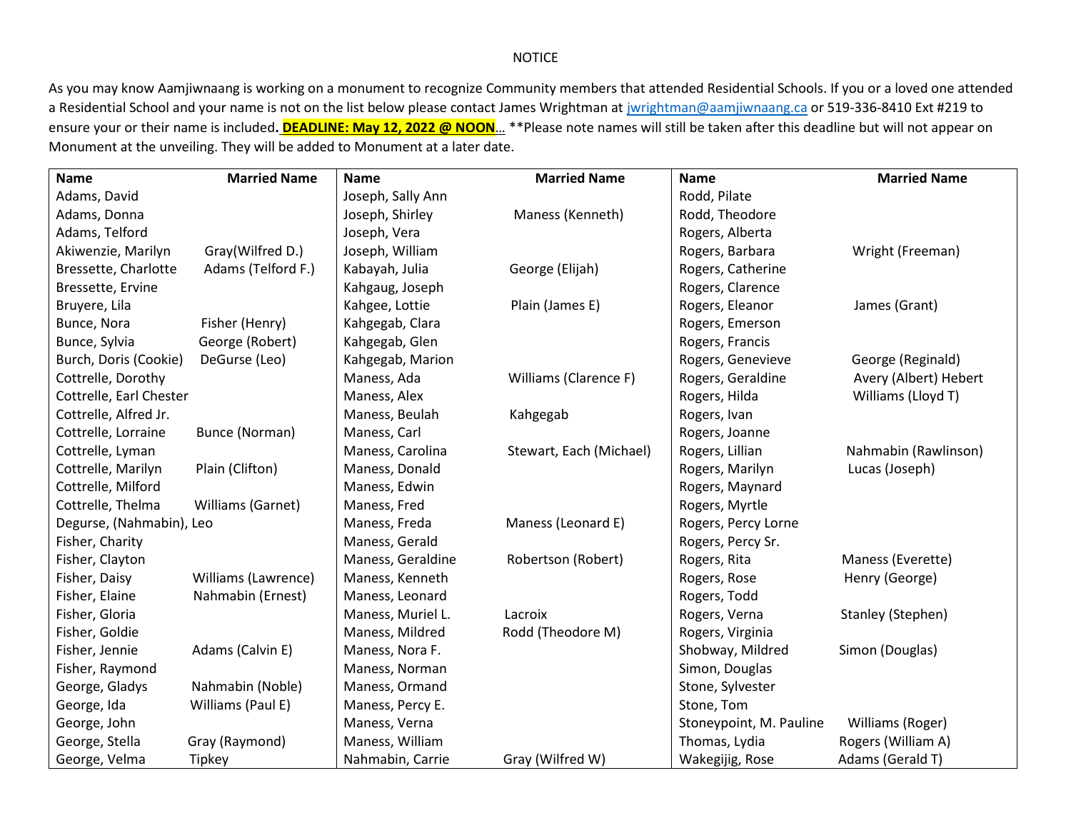NOTICE

As you may know Aamjiwnaang is working on a monument to recognize Community members that attended Residential Schools. If you or a loved one attended a Residential School and your name is not on the list below please contact James Wrightman at jwrightman@aamjiwnaang.ca or 519-336-8410 Ext #219 to ensure your or their name is included**. DEADLINE: May 12, 2022 @ NOON**… **Please note names will still be taken after this deadline but will not appear on Monument at the unveiling. They will be added to Monument at a later date.

| Name | Married Name | Name | Married Name | Name | Married Name |
|---|---|---|---|---|---|
| Adams, David | | Joseph, Sally Ann | | Rodd, Pilate | |
| Adams, Donna | | Joseph, Shirley | Maness (Kenneth) | Rodd, Theodore | |
| Adams, Telford | | Joseph, Vera | | Rogers, Alberta | |
| Akiwenzie, Marilyn | Gray(Wilfred D.) | Joseph, William | | Rogers, Barbara | Wright (Freeman) |
| Bressette, Charlotte | Adams (Telford F.) | Kabayah, Julia | George (Elijah) | Rogers, Catherine | |
| Bressette, Ervine | | Kahgaug, Joseph | | Rogers, Clarence | |
| Bruyere, Lila | | Kahgee, Lottie | Plain (James E) | Rogers, Eleanor | James (Grant) |
| Bunce, Nora | Fisher (Henry) | Kahgegab, Clara | | Rogers, Emerson | |
| Bunce, Sylvia | George (Robert) | Kahgegab, Glen | | Rogers, Francis | |
| Burch, Doris (Cookie) | DeGurse (Leo) | Kahgegab, Marion | | Rogers, Genevieve | George (Reginald) |
| Cottrelle, Dorothy | | Maness, Ada | Williams (Clarence F) | Rogers, Geraldine | Avery (Albert) Hebert |
| Cottrelle, Earl Chester | | Maness, Alex | | Rogers, Hilda | Williams (Lloyd T) |
| Cottrelle, Alfred Jr. | | Maness, Beulah | Kahgegab | Rogers, Ivan | |
| Cottrelle, Lorraine | Bunce (Norman) | Maness, Carl | | Rogers, Joanne | |
| Cottrelle, Lyman | | Maness, Carolina | Stewart, Each (Michael) | Rogers, Lillian | Nahmabin (Rawlinson) |
| Cottrelle, Marilyn | Plain (Clifton) | Maness, Donald | | Rogers, Marilyn | Lucas (Joseph) |
| Cottrelle, Milford | | Maness, Edwin | | Rogers, Maynard | |
| Cottrelle, Thelma | Williams (Garnet) | Maness, Fred | | Rogers, Myrtle | |
| Degurse, (Nahmabin), Leo | | Maness, Freda | Maness (Leonard E) | Rogers, Percy Lorne | |
| Fisher, Charity | | Maness, Gerald | | Rogers, Percy Sr. | |
| Fisher, Clayton | | Maness, Geraldine | Robertson (Robert) | Rogers, Rita | Maness (Everette) |
| Fisher, Daisy | Williams (Lawrence) | Maness, Kenneth | | Rogers, Rose | Henry (George) |
| Fisher, Elaine | Nahmabin (Ernest) | Maness, Leonard | | Rogers, Todd | |
| Fisher, Gloria | | Maness, Muriel L. | Lacroix | Rogers, Verna | Stanley (Stephen) |
| Fisher, Goldie | | Maness, Mildred | Rodd (Theodore M) | Rogers, Virginia | |
| Fisher, Jennie | Adams (Calvin E) | Maness, Nora F. | | Shobway, Mildred | Simon (Douglas) |
| Fisher, Raymond | | Maness, Norman | | Simon, Douglas | |
| George, Gladys | Nahmabin (Noble) | Maness, Ormand | | Stone, Sylvester | |
| George, Ida | Williams (Paul E) | Maness, Percy E. | | Stone, Tom | |
| George, John | | Maness, Verna | | Stoneypoint, M. Pauline | Williams (Roger) |
| George, Stella | Gray (Raymond) | Maness, William | | Thomas, Lydia | Rogers (William A) |
| George, Velma | Tipkey | Nahmabin, Carrie | Gray (Wilfred W) | Wakegijig, Rose | Adams (Gerald T) |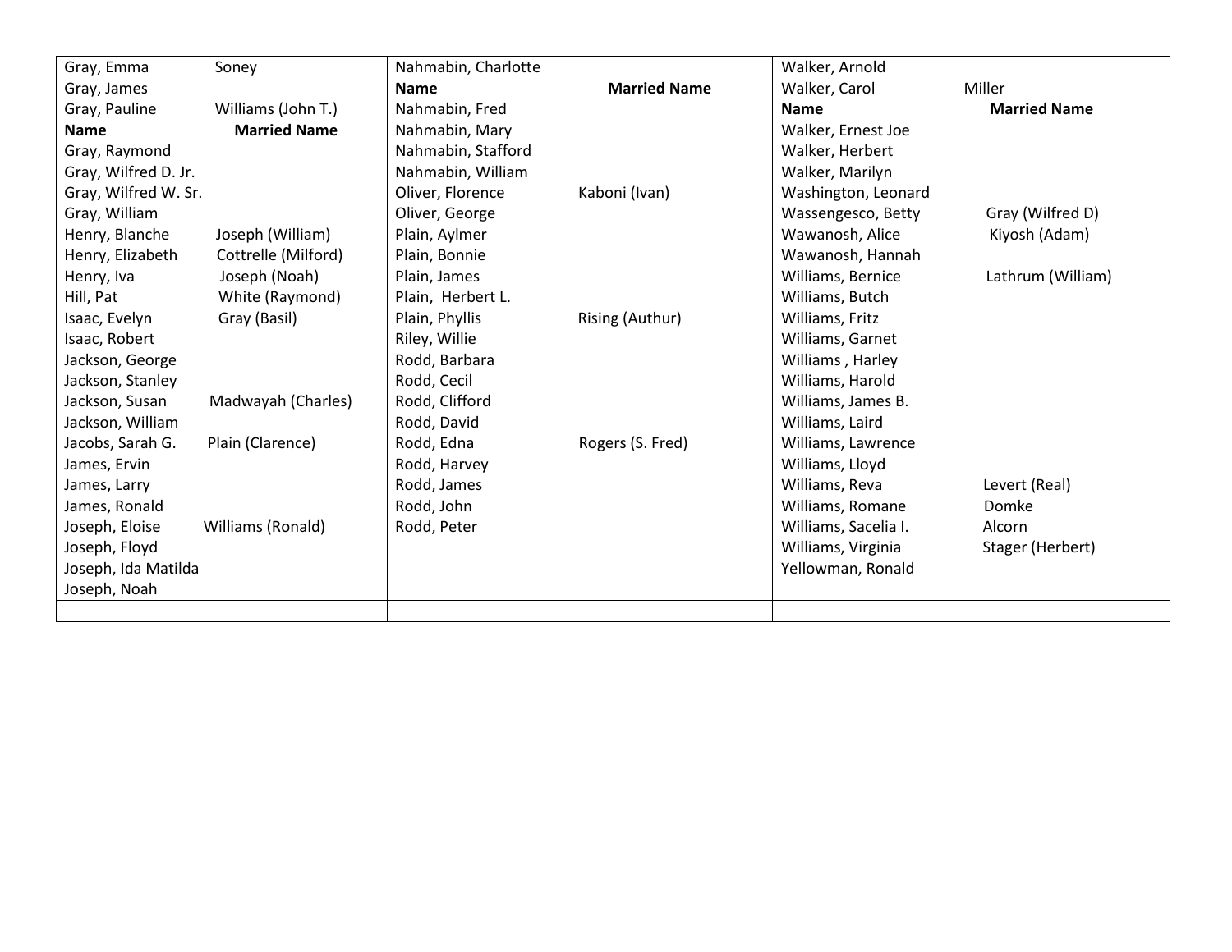| | |
|---|---|
| Gray, Emma | Soney |
| Gray, James | |
| Gray, Pauline | Williams (John T.) |
| **Name** | **Married Name** |
| Gray, Raymond | |
| Gray, Wilfred D. Jr. | |
| Gray, Wilfred W. Sr. | |
| Gray, William | |
| Henry, Blanche | Joseph (William) |
| Henry, Elizabeth | Cottrelle (Milford) |
| Henry, Iva | Joseph (Noah) |
| Hill, Pat | White (Raymond) |
| Isaac, Evelyn | Gray (Basil) |
| Isaac, Robert | |
| Jackson, George | |
| Jackson, Stanley | |
| Jackson, Susan | Madwayah (Charles) |
| Jackson, William | |
| Jacobs, Sarah G. | Plain (Clarence) |
| James, Ervin | |
| James, Larry | |
| James, Ronald | |
| Joseph, Eloise | Williams (Ronald) |
| Joseph, Floyd | |
| Joseph, Ida Matilda | |
| Joseph, Noah | |
| Nahmabin, Charlotte | |
| **Name** | **Married Name** |
| Nahmabin, Fred | |
| Nahmabin, Mary | |
| Nahmabin, Stafford | |
| Nahmabin, William | |
| Oliver, Florence | Kaboni (Ivan) |
| Oliver, George | |
| Plain, Aylmer | |
| Plain, Bonnie | |
| Plain, James | |
| Plain, Herbert L. | |
| Plain, Phyllis | Rising (Authur) |
| Riley, Willie | |
| Rodd, Barbara | |
| Rodd, Cecil | |
| Rodd, Clifford | |
| Rodd, David | |
| Rodd, Edna | Rogers (S. Fred) |
| Rodd, Harvey | |
| Rodd, James | |
| Rodd, John | |
| Rodd, Peter | |
| Walker, Arnold | |
| Walker, Carol | Miller |
| **Name** | **Married Name** |
| Walker, Ernest Joe | |
| Walker, Herbert | |
| Walker, Marilyn | |
| Washington, Leonard | |
| Wassengesco, Betty | Gray (Wilfred D) |
| Wawanosh, Alice | Kiyosh (Adam) |
| Wawanosh, Hannah | |
| Williams, Bernice | Lathrum (William) |
| Williams, Butch | |
| Williams, Fritz | |
| Williams, Garnet | |
| Williams , Harley | |
| Williams, Harold | |
| Williams, James B. | |
| Williams, Laird | |
| Williams, Lawrence | |
| Williams, Lloyd | |
| Williams, Reva | Levert (Real) |
| Williams, Romane | Domke |
| Williams, Sacelia I. | Alcorn |
| Williams, Virginia | Stager (Herbert) |
| Yellowman, Ronald | |